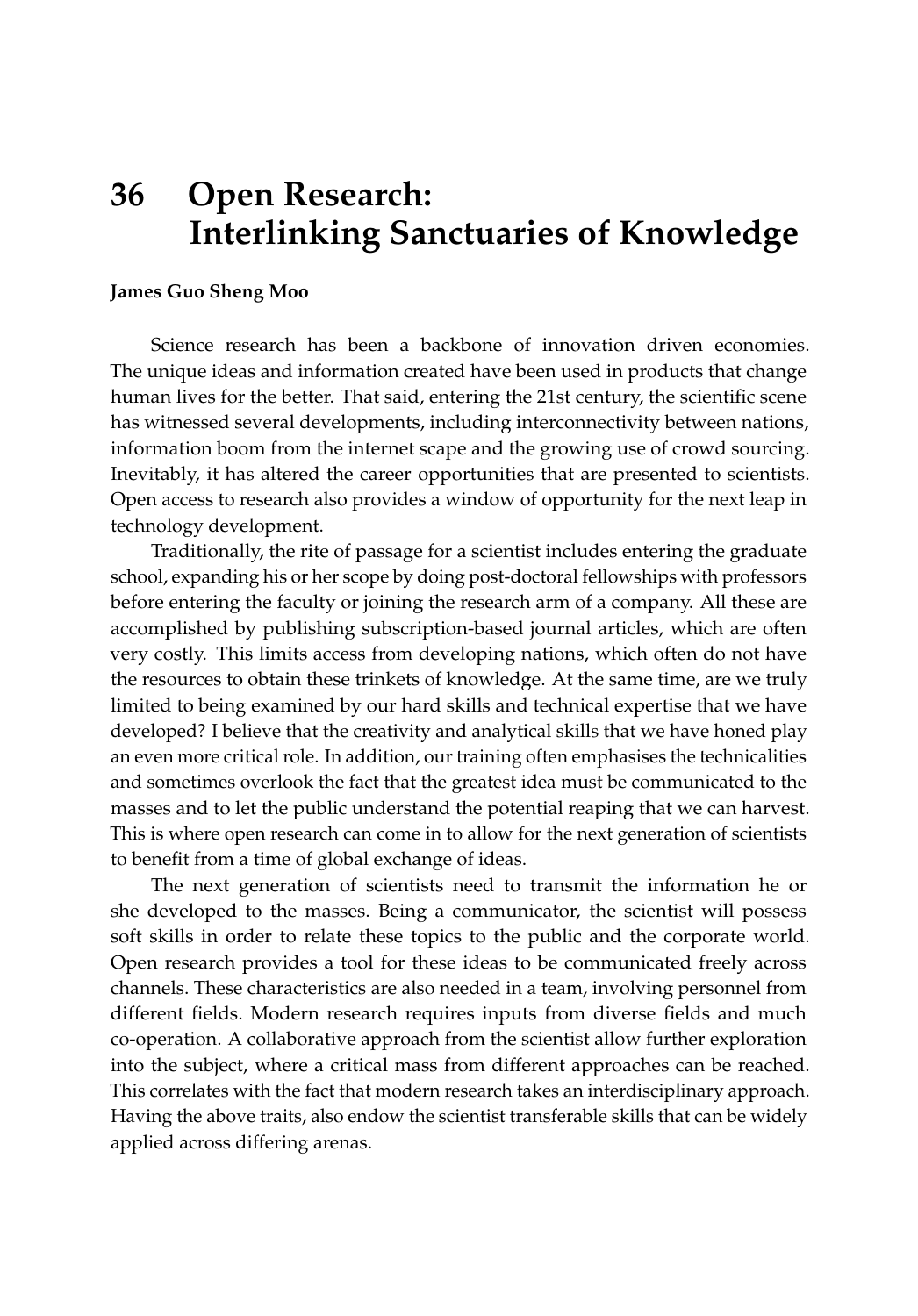# 36 Open Research: Interlinking Sanctuaries of Knowledge

**James Guo Sheng Moo**

Science research has been a backbone of innovation driven economies. The unique ideas and information created have been used in products that change human lives for the better. That said, entering the 21st century, the scientific scene has witnessed several developments, including interconnectivity between nations, information boom from the internet scape and the growing use of crowd sourcing. Inevitably, it has altered the career opportunities that are presented to scientists. Open access to research also provides a window of opportunity for the next leap in technology development.

Traditionally, the rite of passage for a scientist includes entering the graduate school, expanding his or her scope by doing post-doctoral fellowships with professors before entering the faculty or joining the research arm of a company. All these are accomplished by publishing subscription-based journal articles, which are often very costly. This limits access from developing nations, which often do not have the resources to obtain these trinkets of knowledge. At the same time, are we truly limited to being examined by our hard skills and technical expertise that we have developed? I believe that the creativity and analytical skills that we have honed play an even more critical role. In addition, our training often emphasises the technicalities and sometimes overlook the fact that the greatest idea must be communicated to the masses and to let the public understand the potential reaping that we can harvest. This is where open research can come in to allow for the next generation of scientists to benefit from a time of global exchange of ideas.

The next generation of scientists need to transmit the information he or she developed to the masses. Being a communicator, the scientist will possess soft skills in order to relate these topics to the public and the corporate world. Open research provides a tool for these ideas to be communicated freely across channels. These characteristics are also needed in a team, involving personnel from different fields. Modern research requires inputs from diverse fields and much co-operation. A collaborative approach from the scientist allow further exploration into the subject, where a critical mass from different approaches can be reached. This correlates with the fact that modern research takes an interdisciplinary approach. Having the above traits, also endow the scientist transferable skills that can be widely applied across differing arenas.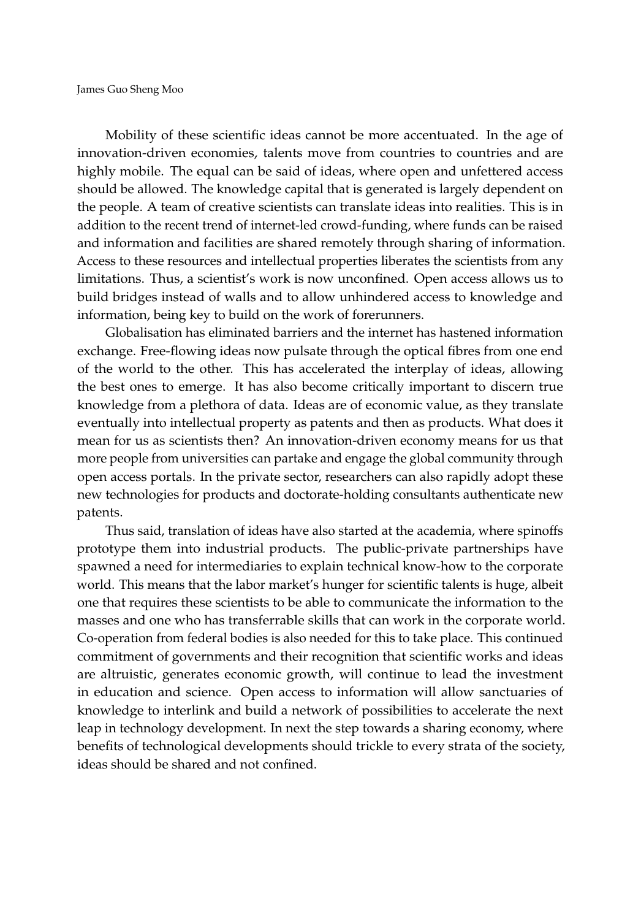Mobility of these scientific ideas cannot be more accentuated. In the age of innovation-driven economies, talents move from countries to countries and are highly mobile. The equal can be said of ideas, where open and unfettered access should be allowed. The knowledge capital that is generated is largely dependent on the people. A team of creative scientists can translate ideas into realities. This is in addition to the recent trend of internet-led crowd-funding, where funds can be raised and information and facilities are shared remotely through sharing of information. Access to these resources and intellectual properties liberates the scientists from any limitations. Thus, a scientist's work is now unconfined. Open access allows us to build bridges instead of walls and to allow unhindered access to knowledge and information, being key to build on the work of forerunners.

Globalisation has eliminated barriers and the internet has hastened information exchange. Free-flowing ideas now pulsate through the optical fibres from one end of the world to the other. This has accelerated the interplay of ideas, allowing the best ones to emerge. It has also become critically important to discern true knowledge from a plethora of data. Ideas are of economic value, as they translate eventually into intellectual property as patents and then as products. What does it mean for us as scientists then? An innovation-driven economy means for us that more people from universities can partake and engage the global community through open access portals. In the private sector, researchers can also rapidly adopt these new technologies for products and doctorate-holding consultants authenticate new patents.

Thus said, translation of ideas have also started at the academia, where spinoffs prototype them into industrial products. The public-private partnerships have spawned a need for intermediaries to explain technical know-how to the corporate world. This means that the labor market's hunger for scientific talents is huge, albeit one that requires these scientists to be able to communicate the information to the masses and one who has transferrable skills that can work in the corporate world. Co-operation from federal bodies is also needed for this to take place. This continued commitment of governments and their recognition that scientific works and ideas are altruistic, generates economic growth, will continue to lead the investment in education and science. Open access to information will allow sanctuaries of knowledge to interlink and build a network of possibilities to accelerate the next leap in technology development. In next the step towards a sharing economy, where benefits of technological developments should trickle to every strata of the society, ideas should be shared and not confined.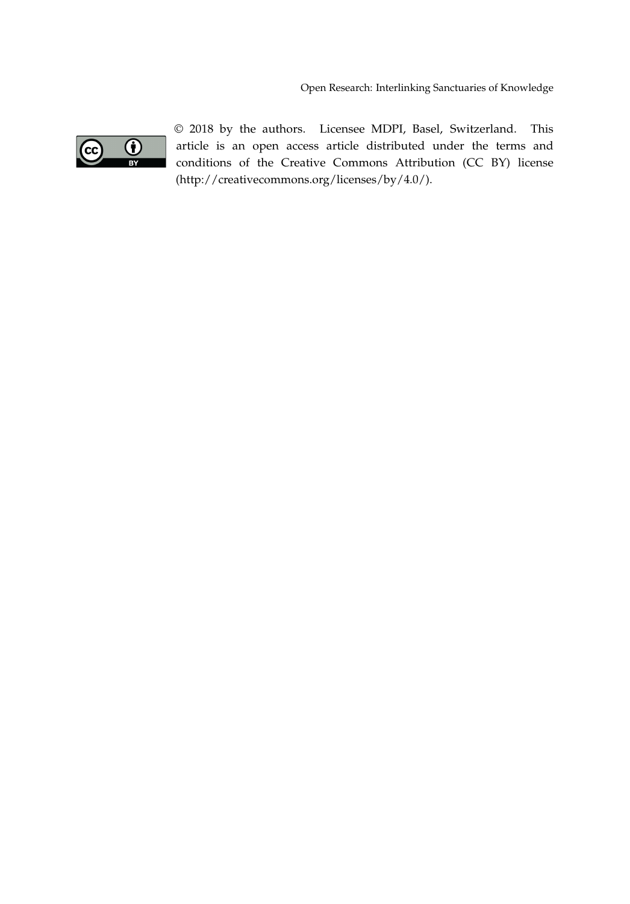© 2018 by the authors. Licensee MDPI, Basel, Switzerland. This article is an open access article distributed under the terms and conditions of the Creative Commons Attribution (CC BY) license (http://creativecommons.org/licenses/by/4.0/).